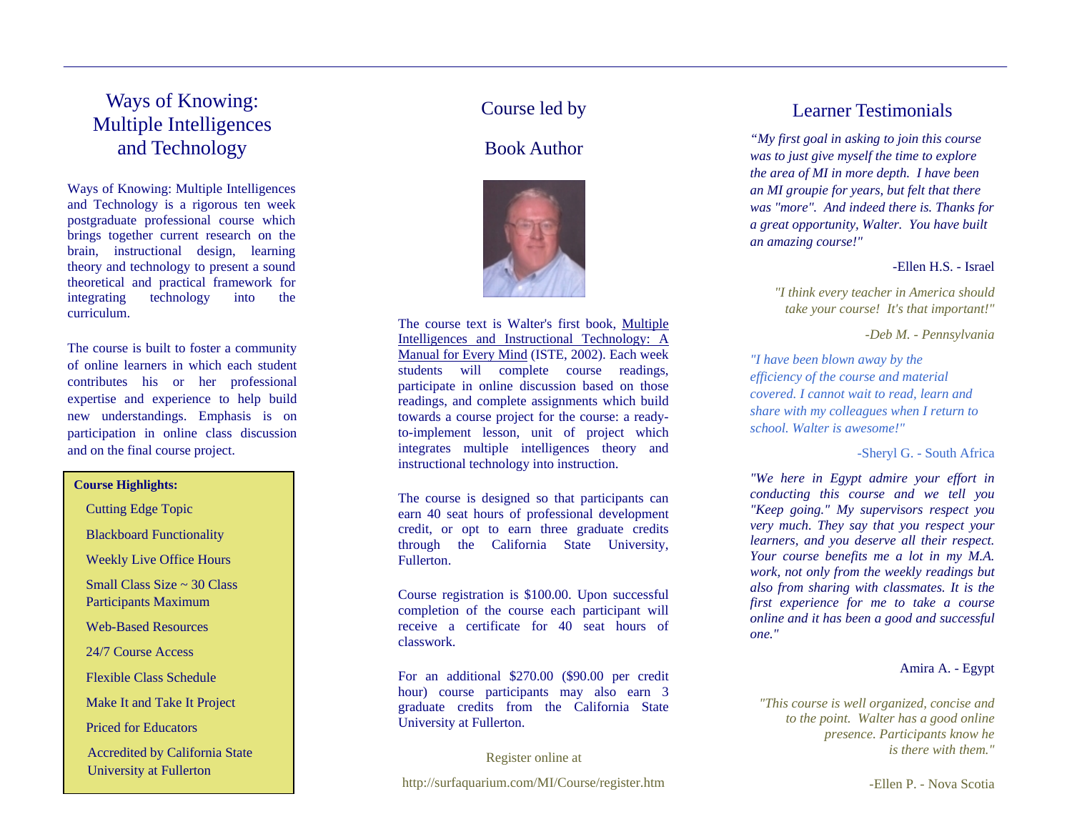# Ways of Knowing: Multiple Intelligences and Technology

Ways of Knowing: Multiple Intelligences and Technology is a rigorous ten week postgraduate professional course which brings together current research on the brain, instructional design, learning theory and technology to present a sound theoretical and practical framework for integrating technology into the curriculum.

The course is built to foster a community of online learners in which each student contributes his or her professional expertise and experience to help build new understandings. Emphasis is on participation in online class discussion and on the final course project.

**Course Highlights:**

- Cutting Edge Topic
- Blackboard Functionality
- Weekly Live Office Hours
- Small Class Size ~ 30 Class Participants Maximum
- Web-Based Resources
- 24/7 Course Access
- Flexible Class Schedule
- Make It and Take It Project
- Priced for Educators
- Accredited by California State University at Fullerton

## Course led by

## Book Author

The course text is Walter's first book, Multiple Intelligences and Instructional Technology: A Manual for Every Mind (ISTE, 2002). Each week students will complete course readings, participate in online discussion based on those readings, and complete assignments which build towards a course project for the course: a ready-to-implement lesson, unit of project which integrates multiple intelligences theory and instructional technology into instruction.

The course is designed so that participants can earn 40 seat hours of professional development credit, or opt to earn three graduate credits through the California State University, Fullerton.

Course registration is $100.00. Upon successful completion of the course each participant will receive a certificate for 40 seat hours of classwork.

For an additional $270.00 ($90.00 per credit hour) course participants may also earn 3 graduate credits from the California State University at Fullerton.

Register online at

http://surfaquarium.com/MI/Course/register.htm

## Learner Testimonials

*"My first goal in asking to join this course was to just give myself the time to explore the area of MI in more depth. I have been an MI groupie for years, but felt that there was "more". And indeed there is. Thanks for a great opportunity, Walter. You have built an amazing course!"*

-Ellen H.S. - Israel

*"I think every teacher in America should take your course! It's that important!"*

*-Deb M. - Pennsylvania*

*"I have been blown away by the efficiency of the course and material covered. I cannot wait to read, learn and share with my colleagues when I return to school. Walter is awesome!"*

-Sheryl G. - South Africa

*"We here in Egypt admire your effort in conducting this course and we tell you "Keep going." My supervisors respect you very much. They say that you respect your learners, and you deserve all their respect. Your course benefits me a lot in my M.A. work, not only from the weekly readings but also from sharing with classmates. It is the first experience for me to take a course online and it has been a good and successful one."*

Amira A. - Egypt

*"This course is well organized, concise and to the point. Walter has a good online presence. Participants know he is there with them."*

-Ellen P. - Nova Scotia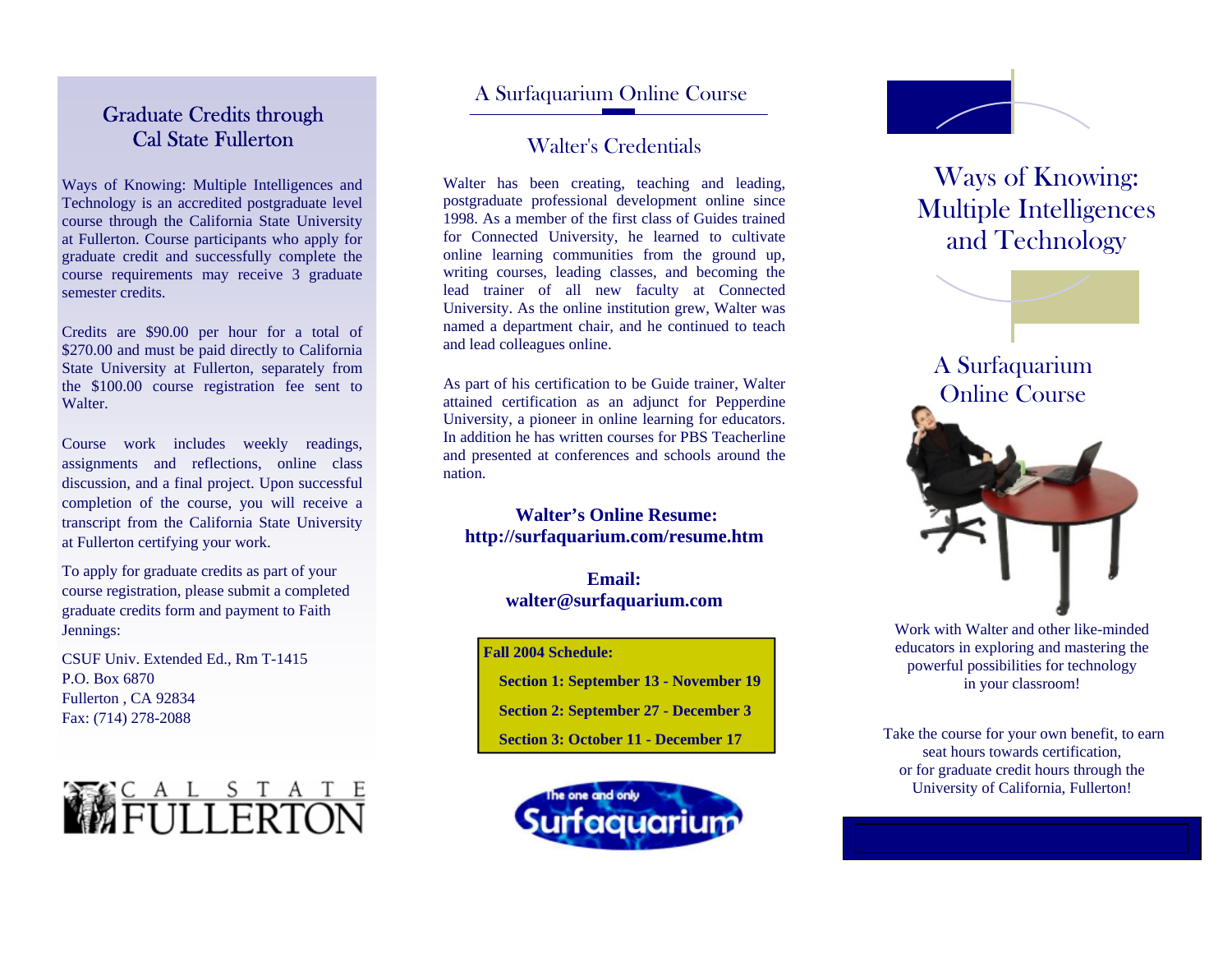## Graduate Credits through Cal State Fullerton

Ways of Knowing: Multiple Intelligences and Technology is an accredited postgraduate level course through the California State University at Fullerton. Course participants who apply for graduate credit and successfully complete the course requirements may receive 3 graduate semester credits.

Credits are $90.00 per hour for a total of $270.00 and must be paid directly to California State University at Fullerton, separately from the $100.00 course registration fee sent to Walter.

Course work includes weekly readings, assignments and reflections, online class discussion, and a final project. Upon successful completion of the course, you will receive a transcript from the California State University at Fullerton certifying your work.

To apply for graduate credits as part of your course registration, please submit a completed graduate credits form and payment to Faith Jennings:

CSUF Univ. Extended Ed., Rm T-1415
P.O. Box 6870
Fullerton , CA 92834
Fax: (714) 278-2088

CAL STATE FULLERTON

## A Surfaquarium Online Course

### Walter's Credentials

Walter has been creating, teaching and leading, postgraduate professional development online since 1998. As a member of the first class of Guides trained for Connected University, he learned to cultivate online learning communities from the ground up, writing courses, leading classes, and becoming the lead trainer of all new faculty at Connected University. As the online institution grew, Walter was named a department chair, and he continued to teach and lead colleagues online.

As part of his certification to be Guide trainer, Walter attained certification as an adjunct for Pepperdine University, a pioneer in online learning for educators. In addition he has written courses for PBS Teacherline and presented at conferences and schools around the nation.

**Walter's Online Resume:**
**http://surfaquarium.com/resume.htm**

**Email:**
**walter@surfaquarium.com**

**Fall 2004 Schedule:**

**Section 1: September 13 - November 19**

**Section 2: September 27 - December 3**

**Section 3: October 11 - December 17**

The one and only Surfaquarium

# Ways of Knowing: Multiple Intelligences and Technology

## A Surfaquarium Online Course

Work with Walter and other like-minded educators in exploring and mastering the powerful possibilities for technology in your classroom!

Take the course for your own benefit, to earn seat hours towards certification, or for graduate credit hours through the University of California, Fullerton!